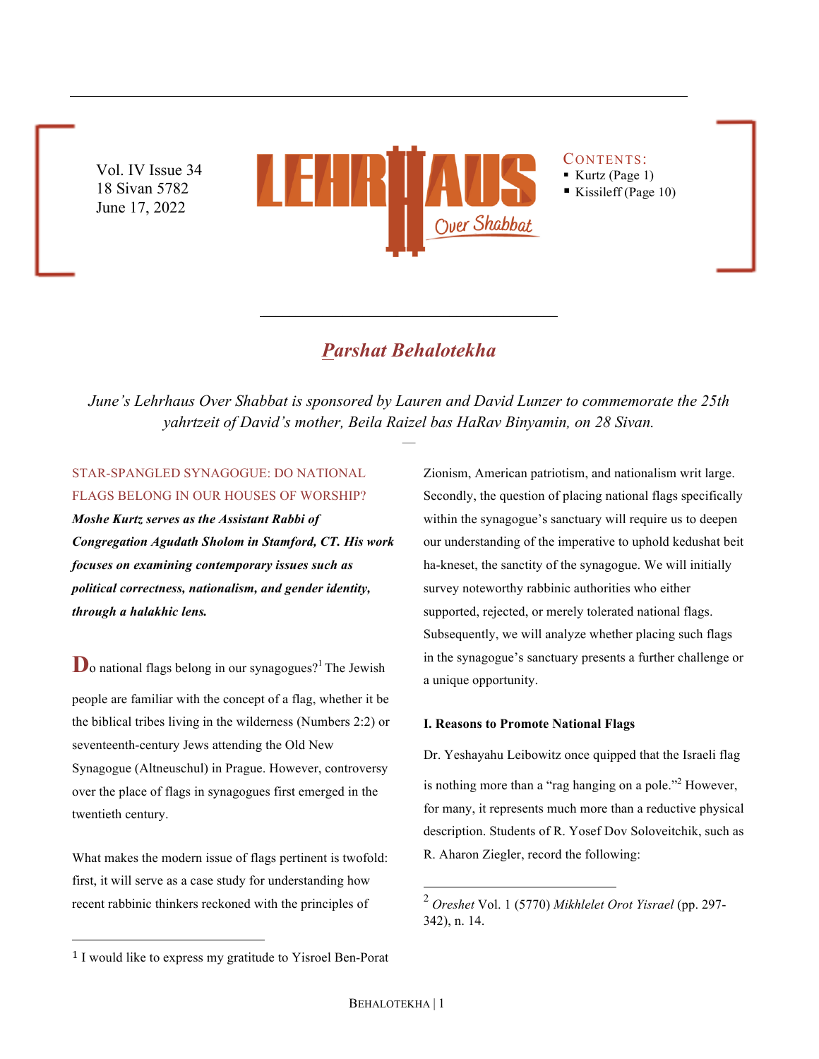Vol. IV Issue 34
18 Sivan 5782
June 17, 2022

LEHRHAUS Over Shabbat

CONTENTS:
- Kurtz (Page 1)
- Kissileff (Page 10)

# *Parshat Behalotekha*

*June's Lehrhaus Over Shabbat is sponsored by Lauren and David Lunzer to commemorate the 25th yahrtzeit of David's mother, Beila Raizel bas HaRav Binyamin, on 28 Sivan.*

## STAR-SPANGLED SYNAGOGUE: DO NATIONAL FLAGS BELONG IN OUR HOUSES OF WORSHIP?

***Moshe Kurtz serves as the Assistant Rabbi of Congregation Agudath Sholom in Stamford, CT. His work focuses on examining contemporary issues such as political correctness, nationalism, and gender identity, through a halakhic lens.***

Do national flags belong in our synagogues?[1] The Jewish people are familiar with the concept of a flag, whether it be the biblical tribes living in the wilderness (Numbers 2:2) or seventeenth-century Jews attending the Old New Synagogue (Altneuschul) in Prague. However, controversy over the place of flags in synagogues first emerged in the twentieth century.

What makes the modern issue of flags pertinent is twofold: first, it will serve as a case study for understanding how recent rabbinic thinkers reckoned with the principles of Zionism, American patriotism, and nationalism writ large. Secondly, the question of placing national flags specifically within the synagogue's sanctuary will require us to deepen our understanding of the imperative to uphold kedushat beit ha-kneset, the sanctity of the synagogue. We will initially survey noteworthy rabbinic authorities who either supported, rejected, or merely tolerated national flags. Subsequently, we will analyze whether placing such flags in the synagogue's sanctuary presents a further challenge or a unique opportunity.

### I. Reasons to Promote National Flags

Dr. Yeshayahu Leibowitz once quipped that the Israeli flag is nothing more than a "rag hanging on a pole."[2] However, for many, it represents much more than a reductive physical description. Students of R. Yosef Dov Soloveitchik, such as R. Aharon Ziegler, record the following:

---

[1] I would like to express my gratitude to Yisroel Ben-Porat

[2] *Oreshet* Vol. 1 (5770) *Mikhlelet Orot Yisrael* (pp. 297-342), n. 14.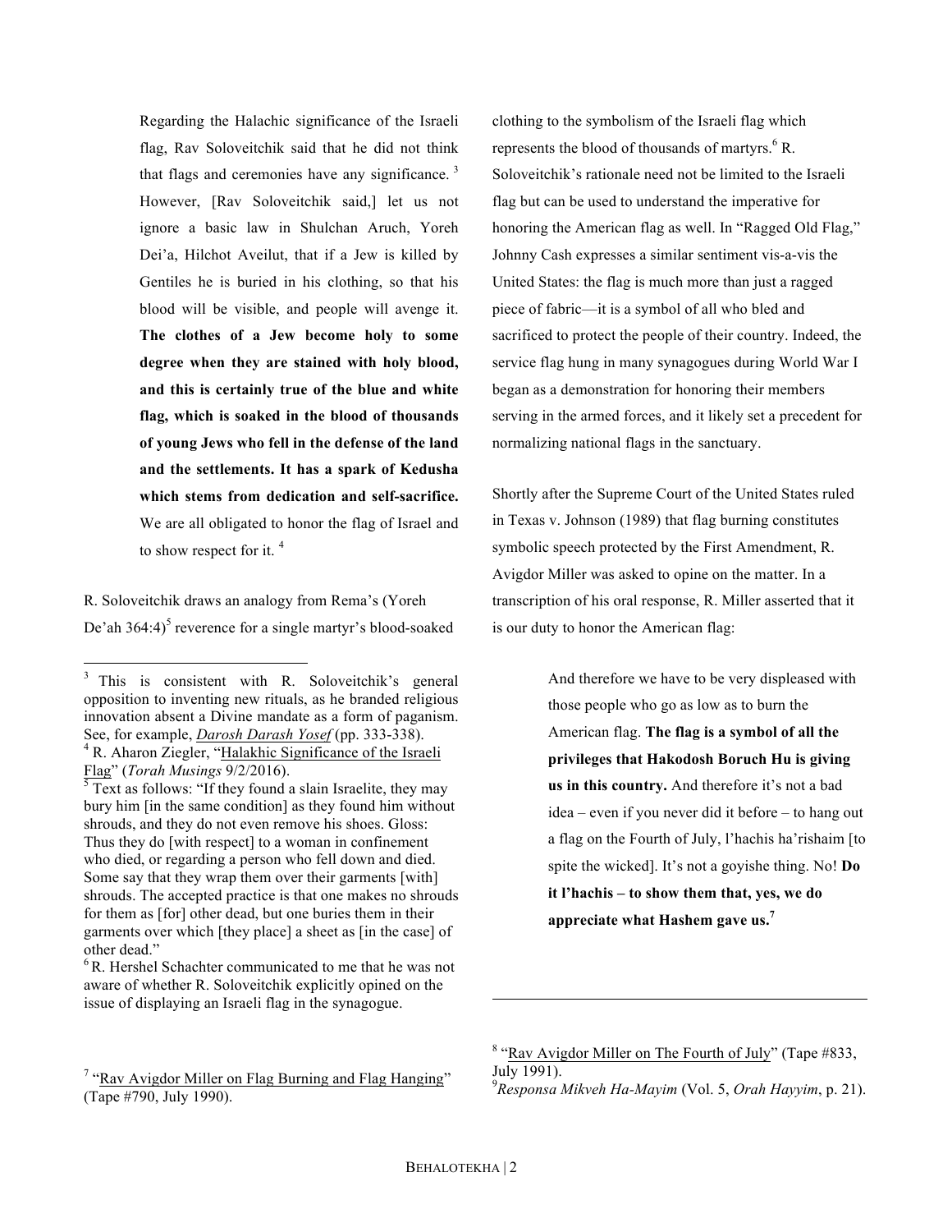> Regarding the Halachic significance of the Israeli flag, Rav Soloveitchik said that he did not think that flags and ceremonies have any significance. [3] However, [Rav Soloveitchik said,] let us not ignore a basic law in Shulchan Aruch, Yoreh Dei'a, Hilchot Aveilut, that if a Jew is killed by Gentiles he is buried in his clothing, so that his blood will be visible, and people will avenge it. **The clothes of a Jew become holy to some degree when they are stained with holy blood, and this is certainly true of the blue and white flag, which is soaked in the blood of thousands of young Jews who fell in the defense of the land and the settlements. It has a spark of Kedusha which stems from dedication and self-sacrifice.** We are all obligated to honor the flag of Israel and to show respect for it. [4]

R. Soloveitchik draws an analogy from Rema's (Yoreh De'ah 364:4)[5] reverence for a single martyr's blood-soaked clothing to the symbolism of the Israeli flag which represents the blood of thousands of martyrs.[6] R. Soloveitchik's rationale need not be limited to the Israeli flag but can be used to understand the imperative for honoring the American flag as well. In "Ragged Old Flag," Johnny Cash expresses a similar sentiment vis-a-vis the United States: the flag is much more than just a ragged piece of fabric—it is a symbol of all who bled and sacrificed to protect the people of their country. Indeed, the service flag hung in many synagogues during World War I began as a demonstration for honoring their members serving in the armed forces, and it likely set a precedent for normalizing national flags in the sanctuary.

Shortly after the Supreme Court of the United States ruled in Texas v. Johnson (1989) that flag burning constitutes symbolic speech protected by the First Amendment, R. Avigdor Miller was asked to opine on the matter. In a transcription of his oral response, R. Miller asserted that it is our duty to honor the American flag:

> And therefore we have to be very displeased with those people who go as low as to burn the American flag. **The flag is a symbol of all the privileges that Hakodosh Boruch Hu is giving us in this country.** And therefore it's not a bad idea – even if you never did it before – to hang out a flag on the Fourth of July, l'hachis ha'rishaim [to spite the wicked]. It's not a goyishe thing. No! **Do it l'hachis – to show them that, yes, we do appreciate what Hashem gave us.**[7]

---

[3] This is consistent with R. Soloveitchik's general opposition to inventing new rituals, as he branded religious innovation absent a Divine mandate as a form of paganism. See, for example, *Darosh Darash Yosef* (pp. 333-338).

[4] R. Aharon Ziegler, "Halakhic Significance of the Israeli Flag" (*Torah Musings* 9/2/2016).

[5] Text as follows: "If they found a slain Israelite, they may bury him [in the same condition] as they found him without shrouds, and they do not even remove his shoes. Gloss: Thus they do [with respect] to a woman in confinement who died, or regarding a person who fell down and died. Some say that they wrap them over their garments [with] shrouds. The accepted practice is that one makes no shrouds for them as [for] other dead, but one buries them in their garments over which [they place] a sheet as [in the case] of other dead."

[6] R. Hershel Schachter communicated to me that he was not aware of whether R. Soloveitchik explicitly opined on the issue of displaying an Israeli flag in the synagogue.

[7] "Rav Avigdor Miller on Flag Burning and Flag Hanging" (Tape #790, July 1990).

[8] "Rav Avigdor Miller on The Fourth of July" (Tape #833, July 1991).

[9] *Responsa Mikveh Ha-Mayim* (Vol. 5, *Orah Hayyim*, p. 21).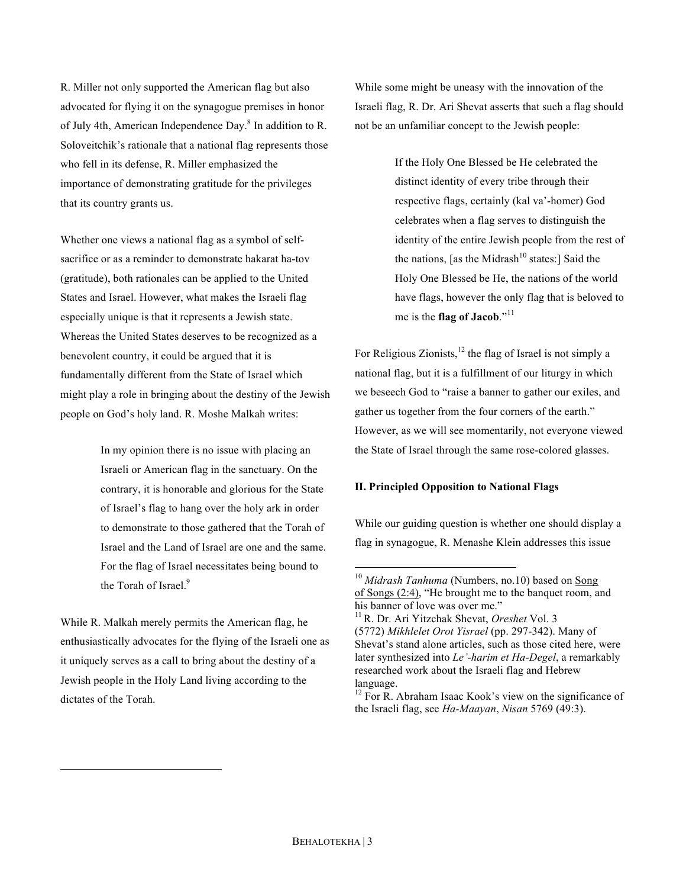R. Miller not only supported the American flag but also advocated for flying it on the synagogue premises in honor of July 4th, American Independence Day.[8] In addition to R. Soloveitchik's rationale that a national flag represents those who fell in its defense, R. Miller emphasized the importance of demonstrating gratitude for the privileges that its country grants us.

Whether one views a national flag as a symbol of self-sacrifice or as a reminder to demonstrate hakarat ha-tov (gratitude), both rationales can be applied to the United States and Israel. However, what makes the Israeli flag especially unique is that it represents a Jewish state. Whereas the United States deserves to be recognized as a benevolent country, it could be argued that it is fundamentally different from the State of Israel which might play a role in bringing about the destiny of the Jewish people on God's holy land. R. Moshe Malkah writes:

> In my opinion there is no issue with placing an Israeli or American flag in the sanctuary. On the contrary, it is honorable and glorious for the State of Israel's flag to hang over the holy ark in order to demonstrate to those gathered that the Torah of Israel and the Land of Israel are one and the same. For the flag of Israel necessitates being bound to the Torah of Israel.[9]

While R. Malkah merely permits the American flag, he enthusiastically advocates for the flying of the Israeli one as it uniquely serves as a call to bring about the destiny of a Jewish people in the Holy Land living according to the dictates of the Torah.

While some might be uneasy with the innovation of the Israeli flag, R. Dr. Ari Shevat asserts that such a flag should not be an unfamiliar concept to the Jewish people:

> If the Holy One Blessed be He celebrated the distinct identity of every tribe through their respective flags, certainly (kal va'-homer) God celebrates when a flag serves to distinguish the identity of the entire Jewish people from the rest of the nations, [as the Midrash[10] states:] Said the Holy One Blessed be He, the nations of the world have flags, however the only flag that is beloved to me is the **flag of Jacob**."[11]

For Religious Zionists,[12] the flag of Israel is not simply a national flag, but it is a fulfillment of our liturgy in which we beseech God to "raise a banner to gather our exiles, and gather us together from the four corners of the earth." However, as we will see momentarily, not everyone viewed the State of Israel through the same rose-colored glasses.

### II. Principled Opposition to National Flags

While our guiding question is whether one should display a flag in synagogue, R. Menashe Klein addresses this issue

---

[10] *Midrash Tanhuma* (Numbers, no.10) based on Song of Songs (2:4), "He brought me to the banquet room, and his banner of love was over me."

[11] R. Dr. Ari Yitzchak Shevat, *Oreshet* Vol. 3 (5772) *Mikhlelet Orot Yisrael* (pp. 297-342). Many of Shevat's stand alone articles, such as those cited here, were later synthesized into *Le'-harim et Ha-Degel*, a remarkably researched work about the Israeli flag and Hebrew language.

[12] For R. Abraham Isaac Kook's view on the significance of the Israeli flag, see *Ha-Maayan*, *Nisan* 5769 (49:3).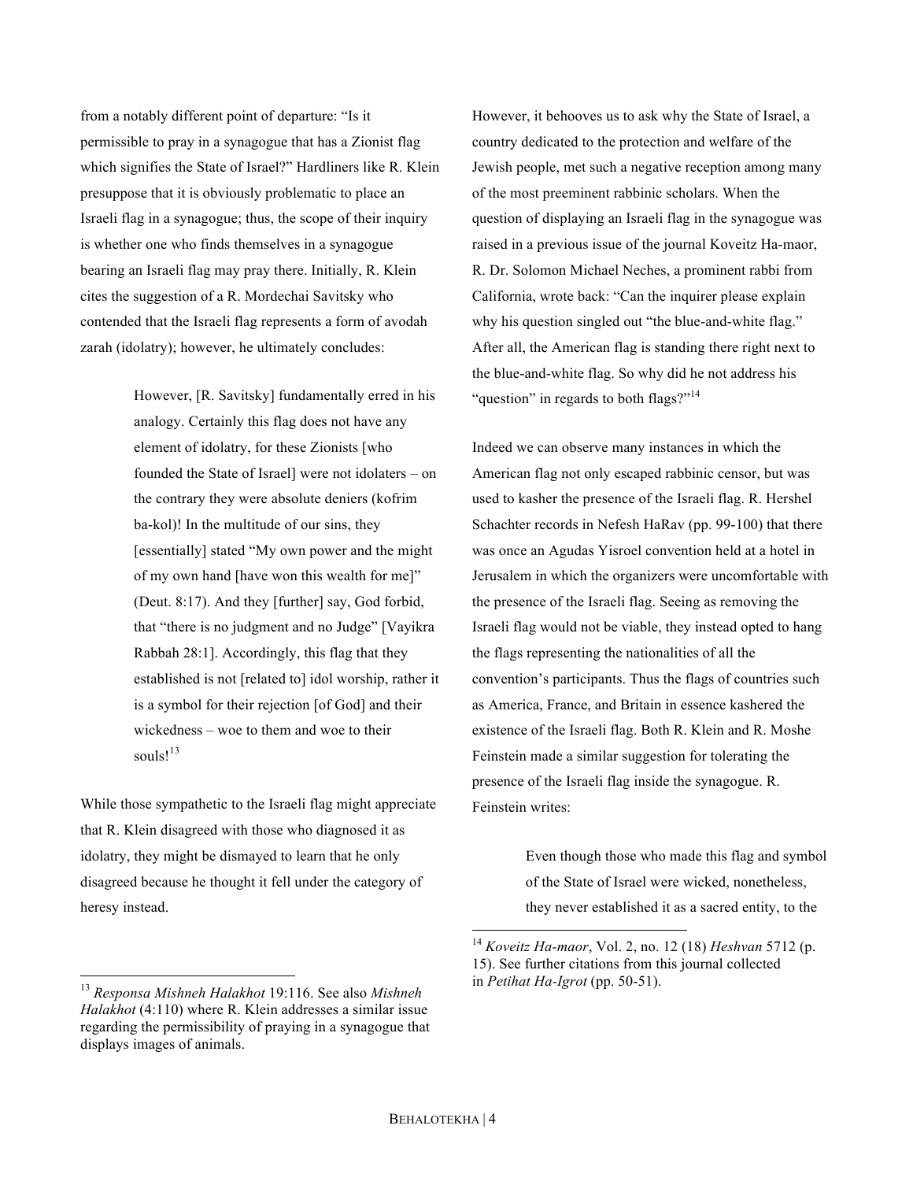from a notably different point of departure: "Is it permissible to pray in a synagogue that has a Zionist flag which signifies the State of Israel?" Hardliners like R. Klein presuppose that it is obviously problematic to place an Israeli flag in a synagogue; thus, the scope of their inquiry is whether one who finds themselves in a synagogue bearing an Israeli flag may pray there. Initially, R. Klein cites the suggestion of a R. Mordechai Savitsky who contended that the Israeli flag represents a form of avodah zarah (idolatry); however, he ultimately concludes:

> However, [R. Savitsky] fundamentally erred in his analogy. Certainly this flag does not have any element of idolatry, for these Zionists [who founded the State of Israel] were not idolaters – on the contrary they were absolute deniers (kofrim ba-kol)! In the multitude of our sins, they [essentially] stated "My own power and the might of my own hand [have won this wealth for me]" (Deut. 8:17). And they [further] say, God forbid, that "there is no judgment and no Judge" [Vayikra Rabbah 28:1]. Accordingly, this flag that they established is not [related to] idol worship, rather it is a symbol for their rejection [of God] and their wickedness – woe to them and woe to their souls![13]

While those sympathetic to the Israeli flag might appreciate that R. Klein disagreed with those who diagnosed it as idolatry, they might be dismayed to learn that he only disagreed because he thought it fell under the category of heresy instead.

However, it behooves us to ask why the State of Israel, a country dedicated to the protection and welfare of the Jewish people, met such a negative reception among many of the most preeminent rabbinic scholars. When the question of displaying an Israeli flag in the synagogue was raised in a previous issue of the journal Koveitz Ha-maor, R. Dr. Solomon Michael Neches, a prominent rabbi from California, wrote back: "Can the inquirer please explain why his question singled out "the blue-and-white flag." After all, the American flag is standing there right next to the blue-and-white flag. So why did he not address his "question" in regards to both flags?"[14]

Indeed we can observe many instances in which the American flag not only escaped rabbinic censor, but was used to kasher the presence of the Israeli flag. R. Hershel Schachter records in Nefesh HaRav (pp. 99-100) that there was once an Agudas Yisroel convention held at a hotel in Jerusalem in which the organizers were uncomfortable with the presence of the Israeli flag. Seeing as removing the Israeli flag would not be viable, they instead opted to hang the flags representing the nationalities of all the convention's participants. Thus the flags of countries such as America, France, and Britain in essence kashered the existence of the Israeli flag. Both R. Klein and R. Moshe Feinstein made a similar suggestion for tolerating the presence of the Israeli flag inside the synagogue. R. Feinstein writes:

> Even though those who made this flag and symbol of the State of Israel were wicked, nonetheless, they never established it as a sacred entity, to the

---

[13] *Responsa Mishneh Halakhot* 19:116. See also *Mishneh Halakhot* (4:110) where R. Klein addresses a similar issue regarding the permissibility of praying in a synagogue that displays images of animals.

[14] *Koveitz Ha-maor*, Vol. 2, no. 12 (18) *Heshvan* 5712 (p. 15). See further citations from this journal collected in *Petihat Ha-Igrot* (pp. 50-51).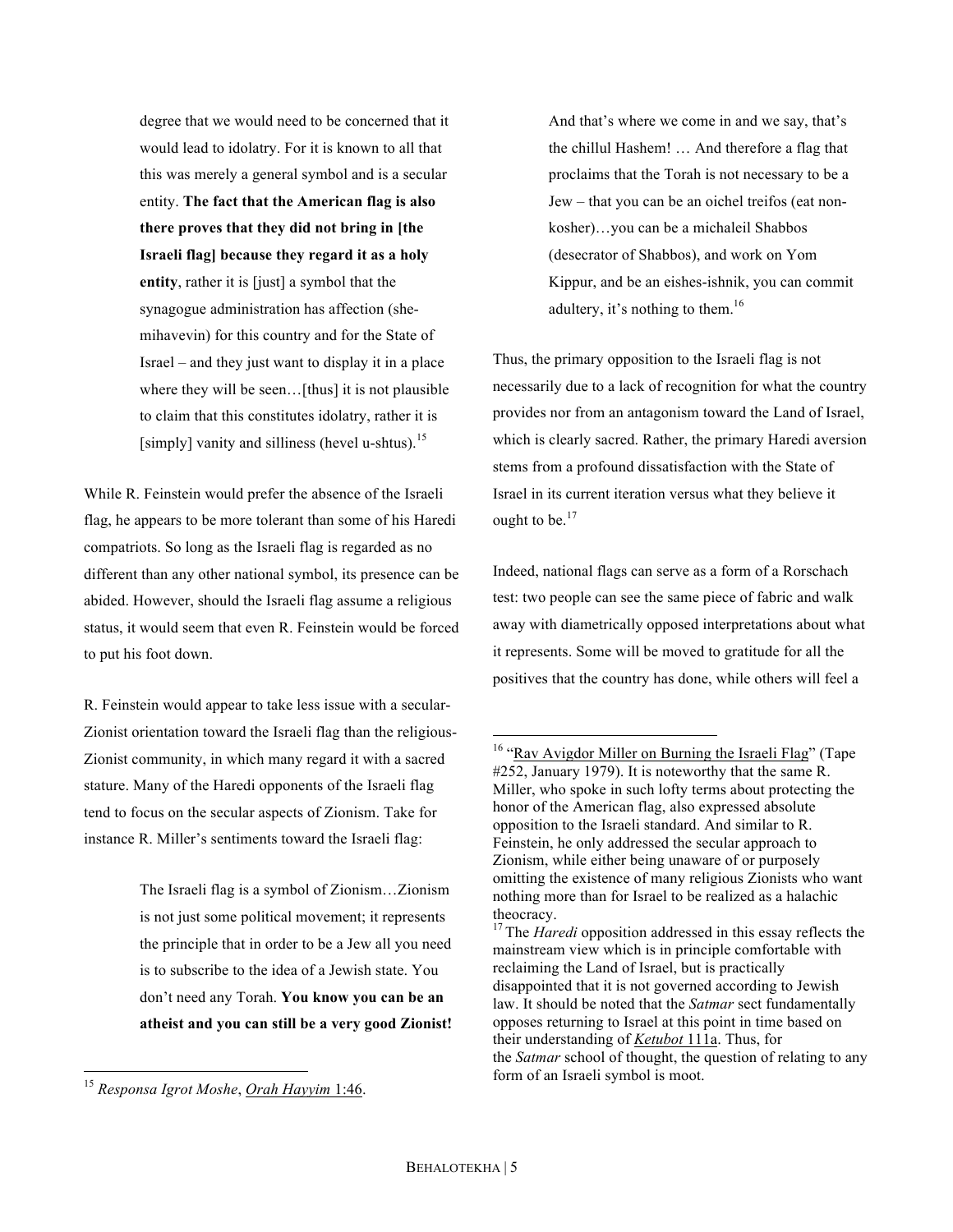> degree that we would need to be concerned that it would lead to idolatry. For it is known to all that this was merely a general symbol and is a secular entity. **The fact that the American flag is also there proves that they did not bring in [the Israeli flag] because they regard it as a holy entity**, rather it is [just] a symbol that the synagogue administration has affection (she-mihavevin) for this country and for the State of Israel – and they just want to display it in a place where they will be seen…[thus] it is not plausible to claim that this constitutes idolatry, rather it is [simply] vanity and silliness (hevel u-shtus).[15]

While R. Feinstein would prefer the absence of the Israeli flag, he appears to be more tolerant than some of his Haredi compatriots. So long as the Israeli flag is regarded as no different than any other national symbol, its presence can be abided. However, should the Israeli flag assume a religious status, it would seem that even R. Feinstein would be forced to put his foot down.

R. Feinstein would appear to take less issue with a secular-Zionist orientation toward the Israeli flag than the religious-Zionist community, in which many regard it with a sacred stature. Many of the Haredi opponents of the Israeli flag tend to focus on the secular aspects of Zionism. Take for instance R. Miller's sentiments toward the Israeli flag:

> The Israeli flag is a symbol of Zionism…Zionism is not just some political movement; it represents the principle that in order to be a Jew all you need is to subscribe to the idea of a Jewish state. You don't need any Torah. **You know you can be an atheist and you can still be a very good Zionist!** And that's where we come in and we say, that's the chillul Hashem! … And therefore a flag that proclaims that the Torah is not necessary to be a Jew – that you can be an oichel treifos (eat non-kosher)…you can be a michaleil Shabbos (desecrator of Shabbos), and work on Yom Kippur, and be an eishes-ishnik, you can commit adultery, it's nothing to them.[16]

Thus, the primary opposition to the Israeli flag is not necessarily due to a lack of recognition for what the country provides nor from an antagonism toward the Land of Israel, which is clearly sacred. Rather, the primary Haredi aversion stems from a profound dissatisfaction with the State of Israel in its current iteration versus what they believe it ought to be.[17]

Indeed, national flags can serve as a form of a Rorschach test: two people can see the same piece of fabric and walk away with diametrically opposed interpretations about what it represents. Some will be moved to gratitude for all the positives that the country has done, while others will feel a

---

[15] *Responsa Igrot Moshe*, Orah Hayyim 1:46.

[16] "Rav Avigdor Miller on Burning the Israeli Flag" (Tape #252, January 1979). It is noteworthy that the same R. Miller, who spoke in such lofty terms about protecting the honor of the American flag, also expressed absolute opposition to the Israeli standard. And similar to R. Feinstein, he only addressed the secular approach to Zionism, while either being unaware of or purposely omitting the existence of many religious Zionists who want nothing more than for Israel to be realized as a halachic theocracy.

[17] The *Haredi* opposition addressed in this essay reflects the mainstream view which is in principle comfortable with reclaiming the Land of Israel, but is practically disappointed that it is not governed according to Jewish law. It should be noted that the *Satmar* sect fundamentally opposes returning to Israel at this point in time based on their understanding of *Ketubot* 111a. Thus, for the *Satmar* school of thought, the question of relating to any form of an Israeli symbol is moot.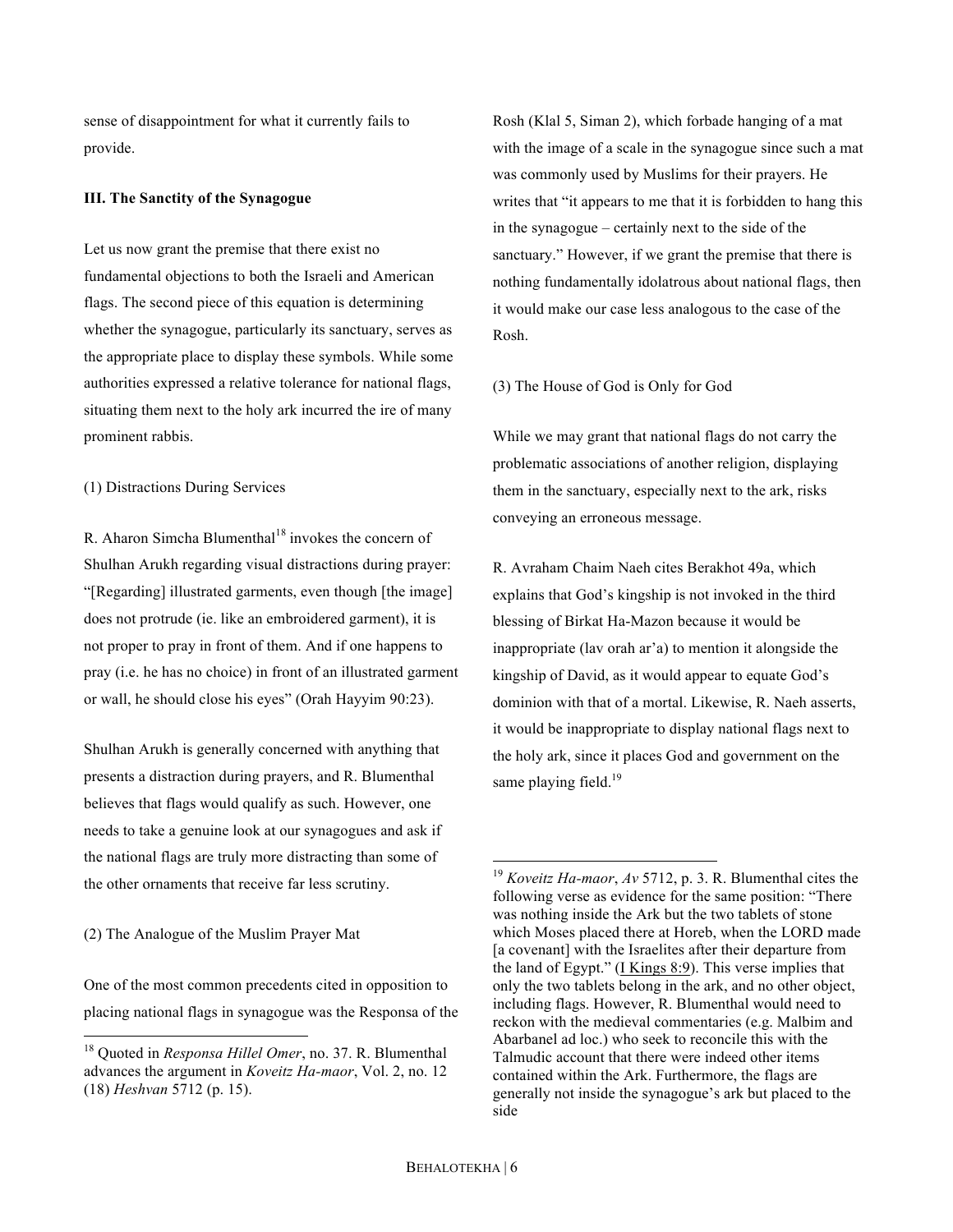sense of disappointment for what it currently fails to provide.

**III. The Sanctity of the Synagogue**

Let us now grant the premise that there exist no fundamental objections to both the Israeli and American flags. The second piece of this equation is determining whether the synagogue, particularly its sanctuary, serves as the appropriate place to display these symbols. While some authorities expressed a relative tolerance for national flags, situating them next to the holy ark incurred the ire of many prominent rabbis.

(1) Distractions During Services

R. Aharon Simcha Blumenthal[18] invokes the concern of Shulhan Arukh regarding visual distractions during prayer: "[Regarding] illustrated garments, even though [the image] does not protrude (ie. like an embroidered garment), it is not proper to pray in front of them. And if one happens to pray (i.e. he has no choice) in front of an illustrated garment or wall, he should close his eyes" (Orah Hayyim 90:23).

Shulhan Arukh is generally concerned with anything that presents a distraction during prayers, and R. Blumenthal believes that flags would qualify as such. However, one needs to take a genuine look at our synagogues and ask if the national flags are truly more distracting than some of the other ornaments that receive far less scrutiny.

(2) The Analogue of the Muslim Prayer Mat

One of the most common precedents cited in opposition to placing national flags in synagogue was the Responsa of the Rosh (Klal 5, Siman 2), which forbade hanging of a mat with the image of a scale in the synagogue since such a mat was commonly used by Muslims for their prayers. He writes that "it appears to me that it is forbidden to hang this in the synagogue – certainly next to the side of the sanctuary." However, if we grant the premise that there is nothing fundamentally idolatrous about national flags, then it would make our case less analogous to the case of the Rosh.

(3) The House of God is Only for God

While we may grant that national flags do not carry the problematic associations of another religion, displaying them in the sanctuary, especially next to the ark, risks conveying an erroneous message.

R. Avraham Chaim Naeh cites Berakhot 49a, which explains that God's kingship is not invoked in the third blessing of Birkat Ha-Mazon because it would be inappropriate (lav orah ar'a) to mention it alongside the kingship of David, as it would appear to equate God's dominion with that of a mortal. Likewise, R. Naeh asserts, it would be inappropriate to display national flags next to the holy ark, since it places God and government on the same playing field.[19]

---

[18] Quoted in *Responsa Hillel Omer*, no. 37. R. Blumenthal advances the argument in *Koveitz Ha-maor*, Vol. 2, no. 12 (18) *Heshvan* 5712 (p. 15).

[19] *Koveitz Ha-maor*, *Av* 5712, p. 3. R. Blumenthal cites the following verse as evidence for the same position: "There was nothing inside the Ark but the two tablets of stone which Moses placed there at Horeb, when the LORD made [a covenant] with the Israelites after their departure from the land of Egypt." (I Kings 8:9). This verse implies that only the two tablets belong in the ark, and no other object, including flags. However, R. Blumenthal would need to reckon with the medieval commentaries (e.g. Malbim and Abarbanel ad loc.) who seek to reconcile this with the Talmudic account that there were indeed other items contained within the Ark. Furthermore, the flags are generally not inside the synagogue's ark but placed to the side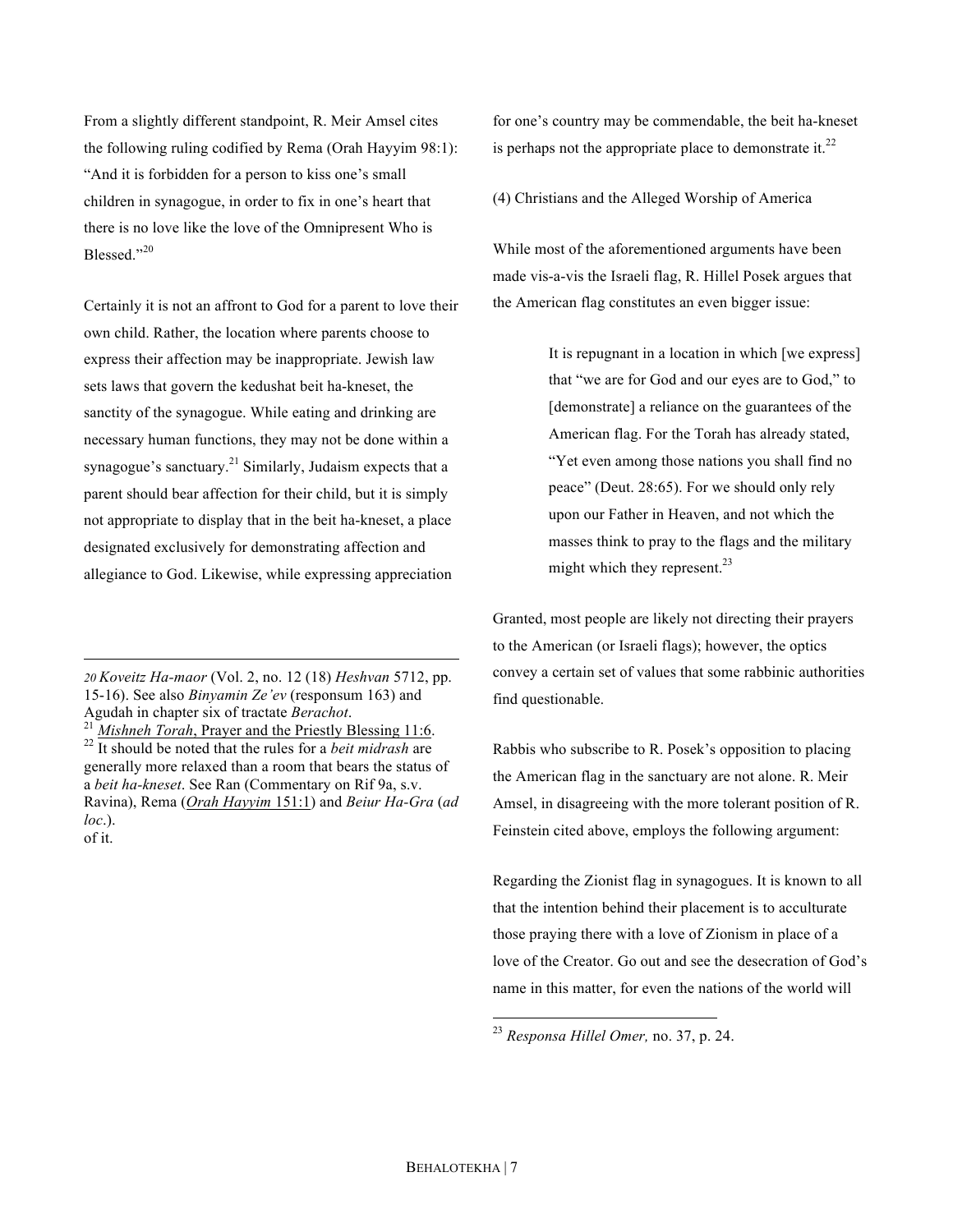From a slightly different standpoint, R. Meir Amsel cites the following ruling codified by Rema (Orah Hayyim 98:1): "And it is forbidden for a person to kiss one's small children in synagogue, in order to fix in one's heart that there is no love like the love of the Omnipresent Who is Blessed."[20]

Certainly it is not an affront to God for a parent to love their own child. Rather, the location where parents choose to express their affection may be inappropriate. Jewish law sets laws that govern the kedushat beit ha-kneset, the sanctity of the synagogue. While eating and drinking are necessary human functions, they may not be done within a synagogue's sanctuary.[21] Similarly, Judaism expects that a parent should bear affection for their child, but it is simply not appropriate to display that in the beit ha-kneset, a place designated exclusively for demonstrating affection and allegiance to God. Likewise, while expressing appreciation for one's country may be commendable, the beit ha-kneset is perhaps not the appropriate place to demonstrate it.[22]

(4) Christians and the Alleged Worship of America

While most of the aforementioned arguments have been made vis-a-vis the Israeli flag, R. Hillel Posek argues that the American flag constitutes an even bigger issue:

> It is repugnant in a location in which [we express] that "we are for God and our eyes are to God," to [demonstrate] a reliance on the guarantees of the American flag. For the Torah has already stated, "Yet even among those nations you shall find no peace" (Deut. 28:65). For we should only rely upon our Father in Heaven, and not which the masses think to pray to the flags and the military might which they represent.[23]

Granted, most people are likely not directing their prayers to the American (or Israeli flags); however, the optics convey a certain set of values that some rabbinic authorities find questionable.

Rabbis who subscribe to R. Posek's opposition to placing the American flag in the sanctuary are not alone. R. Meir Amsel, in disagreeing with the more tolerant position of R. Feinstein cited above, employs the following argument:

Regarding the Zionist flag in synagogues. It is known to all that the intention behind their placement is to acculturate those praying there with a love of Zionism in place of a love of the Creator. Go out and see the desecration of God's name in this matter, for even the nations of the world will

---

[20] *Koveitz Ha-maor* (Vol. 2, no. 12 (18) *Heshvan* 5712, pp. 15-16). See also *Binyamin Ze'ev* (responsum 163) and Agudah in chapter six of tractate *Berachot*.

[21] *Mishneh Torah*, Prayer and the Priestly Blessing 11:6.

[22] It should be noted that the rules for a *beit midrash* are generally more relaxed than a room that bears the status of a *beit ha-kneset*. See Ran (Commentary on Rif 9a, s.v. Ravina), Rema (*Orah Hayyim* 151:1) and *Beiur Ha-Gra* (*ad loc*.). of it.

[23] *Responsa Hillel Omer,* no. 37, p. 24.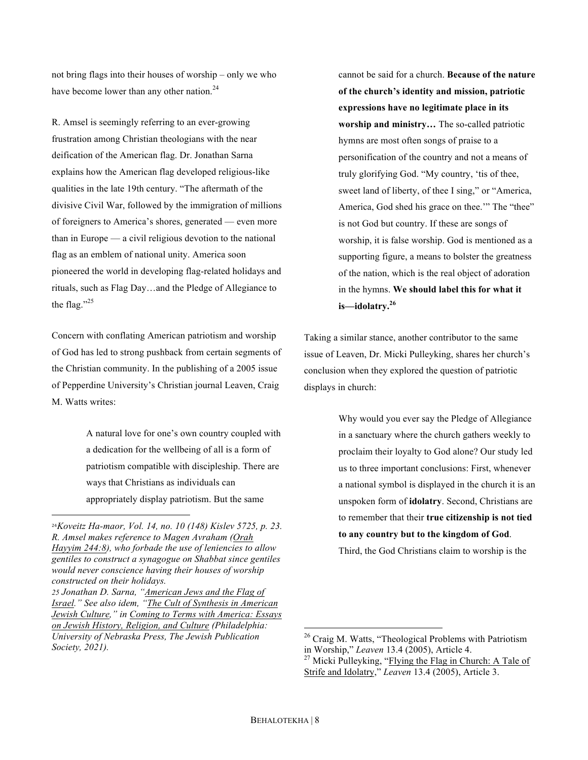not bring flags into their houses of worship – only we who have become lower than any other nation.[24]

R. Amsel is seemingly referring to an ever-growing frustration among Christian theologians with the near deification of the American flag. Dr. Jonathan Sarna explains how the American flag developed religious-like qualities in the late 19th century. "The aftermath of the divisive Civil War, followed by the immigration of millions of foreigners to America's shores, generated — even more than in Europe — a civil religious devotion to the national flag as an emblem of national unity. America soon pioneered the world in developing flag-related holidays and rituals, such as Flag Day…and the Pledge of Allegiance to the flag."[25]

Concern with conflating American patriotism and worship of God has led to strong pushback from certain segments of the Christian community. In the publishing of a 2005 issue of Pepperdine University's Christian journal Leaven, Craig M. Watts writes:

> A natural love for one's own country coupled with a dedication for the wellbeing of all is a form of patriotism compatible with discipleship. There are ways that Christians as individuals can appropriately display patriotism. But the same cannot be said for a church. **Because of the nature of the church's identity and mission, patriotic expressions have no legitimate place in its worship and ministry…** The so-called patriotic hymns are most often songs of praise to a personification of the country and not a means of truly glorifying God. "My country, 'tis of thee, sweet land of liberty, of thee I sing," or "America, America, God shed his grace on thee.'" The "thee" is not God but country. If these are songs of worship, it is false worship. God is mentioned as a supporting figure, a means to bolster the greatness of the nation, which is the real object of adoration in the hymns. **We should label this for what it is—idolatry.[26]**

Taking a similar stance, another contributor to the same issue of Leaven, Dr. Micki Pulleyking, shares her church's conclusion when they explored the question of patriotic displays in church:

> Why would you ever say the Pledge of Allegiance in a sanctuary where the church gathers weekly to proclaim their loyalty to God alone? Our study led us to three important conclusions: First, whenever a national symbol is displayed in the church it is an unspoken form of **idolatry**. Second, Christians are to remember that their **true citizenship is not tied to any country but to the kingdom of God**. Third, the God Christians claim to worship is the

---

[24] *Koveitz Ha-maor, Vol. 14, no. 10 (148) Kislev 5725, p. 23. R. Amsel makes reference to Magen Avraham (Orah Hayyim 244:8), who forbade the use of leniencies to allow gentiles to construct a synagogue on Shabbat since gentiles would never conscience having their houses of worship constructed on their holidays.*

[25] *Jonathan D. Sarna, "American Jews and the Flag of Israel." See also idem, "The Cult of Synthesis in American Jewish Culture," in Coming to Terms with America: Essays on Jewish History, Religion, and Culture (Philadelphia: University of Nebraska Press, The Jewish Publication Society, 2021).*

[26] Craig M. Watts, "Theological Problems with Patriotism in Worship," *Leaven* 13.4 (2005), Article 4.

[27] Micki Pulleyking, "Flying the Flag in Church: A Tale of Strife and Idolatry," *Leaven* 13.4 (2005), Article 3.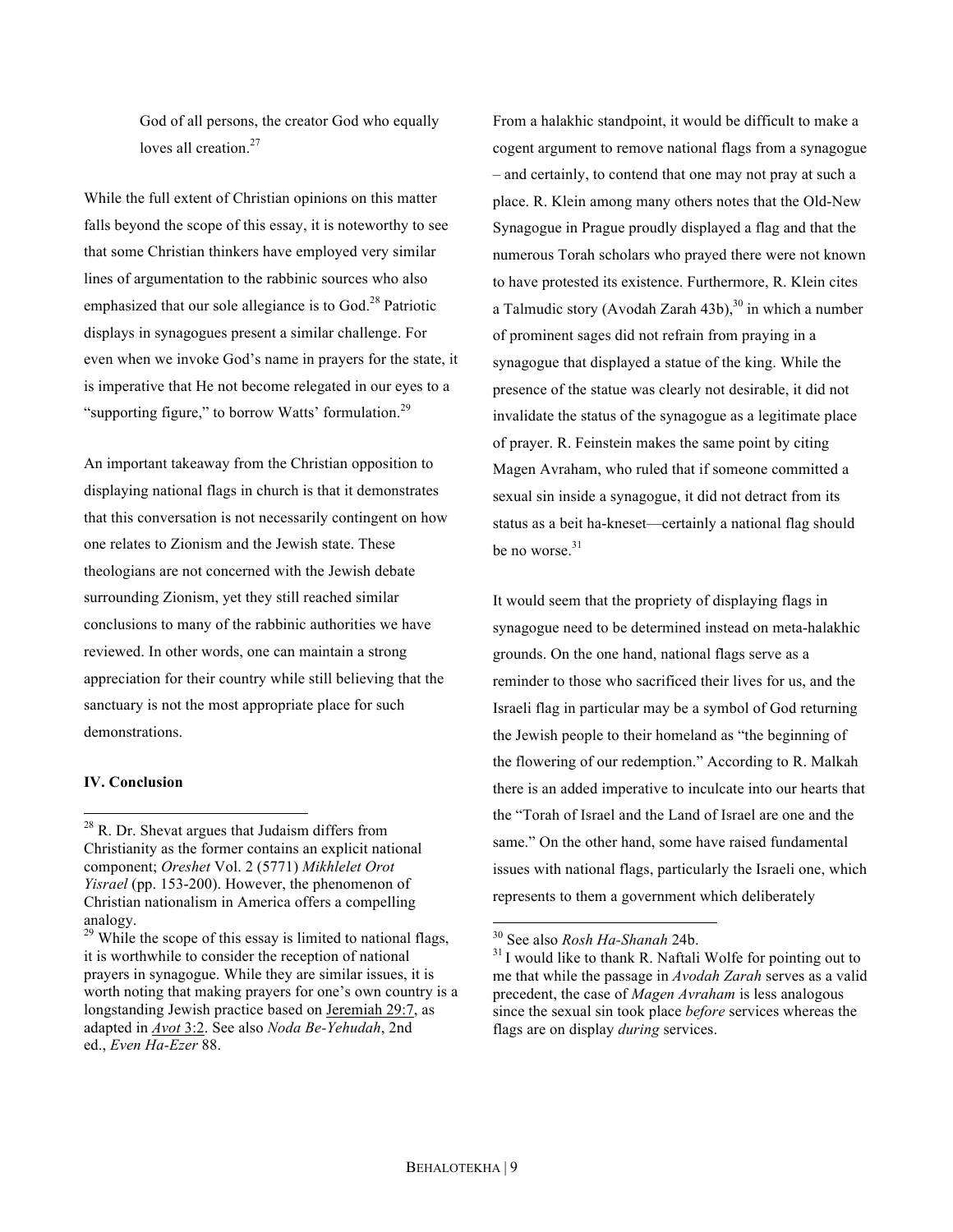God of all persons, the creator God who equally loves all creation.[27]

While the full extent of Christian opinions on this matter falls beyond the scope of this essay, it is noteworthy to see that some Christian thinkers have employed very similar lines of argumentation to the rabbinic sources who also emphasized that our sole allegiance is to God.[28] Patriotic displays in synagogues present a similar challenge. For even when we invoke God's name in prayers for the state, it is imperative that He not become relegated in our eyes to a "supporting figure," to borrow Watts' formulation.[29]

An important takeaway from the Christian opposition to displaying national flags in church is that it demonstrates that this conversation is not necessarily contingent on how one relates to Zionism and the Jewish state. These theologians are not concerned with the Jewish debate surrounding Zionism, yet they still reached similar conclusions to many of the rabbinic authorities we have reviewed. In other words, one can maintain a strong appreciation for their country while still believing that the sanctuary is not the most appropriate place for such demonstrations.

**IV. Conclusion**

From a halakhic standpoint, it would be difficult to make a cogent argument to remove national flags from a synagogue – and certainly, to contend that one may not pray at such a place. R. Klein among many others notes that the Old-New Synagogue in Prague proudly displayed a flag and that the numerous Torah scholars who prayed there were not known to have protested its existence. Furthermore, R. Klein cites a Talmudic story (Avodah Zarah 43b),[30] in which a number of prominent sages did not refrain from praying in a synagogue that displayed a statue of the king. While the presence of the statue was clearly not desirable, it did not invalidate the status of the synagogue as a legitimate place of prayer. R. Feinstein makes the same point by citing Magen Avraham, who ruled that if someone committed a sexual sin inside a synagogue, it did not detract from its status as a beit ha-kneset—certainly a national flag should be no worse.[31]

It would seem that the propriety of displaying flags in synagogue need to be determined instead on meta-halakhic grounds. On the one hand, national flags serve as a reminder to those who sacrificed their lives for us, and the Israeli flag in particular may be a symbol of God returning the Jewish people to their homeland as "the beginning of the flowering of our redemption." According to R. Malkah there is an added imperative to inculcate into our hearts that the "Torah of Israel and the Land of Israel are one and the same." On the other hand, some have raised fundamental issues with national flags, particularly the Israeli one, which represents to them a government which deliberately

---

[28] R. Dr. Shevat argues that Judaism differs from Christianity as the former contains an explicit national component; *Oreshet* Vol. 2 (5771) *Mikhlelet Orot Yisrael* (pp. 153-200). However, the phenomenon of Christian nationalism in America offers a compelling analogy.

[29] While the scope of this essay is limited to national flags, it is worthwhile to consider the reception of national prayers in synagogue. While they are similar issues, it is worth noting that making prayers for one's own country is a longstanding Jewish practice based on Jeremiah 29:7, as adapted in *Avot* 3:2. See also *Noda Be-Yehudah*, 2nd ed., *Even Ha-Ezer* 88.

[30] See also *Rosh Ha-Shanah* 24b.

[31] I would like to thank R. Naftali Wolfe for pointing out to me that while the passage in *Avodah Zarah* serves as a valid precedent, the case of *Magen Avraham* is less analogous since the sexual sin took place *before* services whereas the flags are on display *during* services.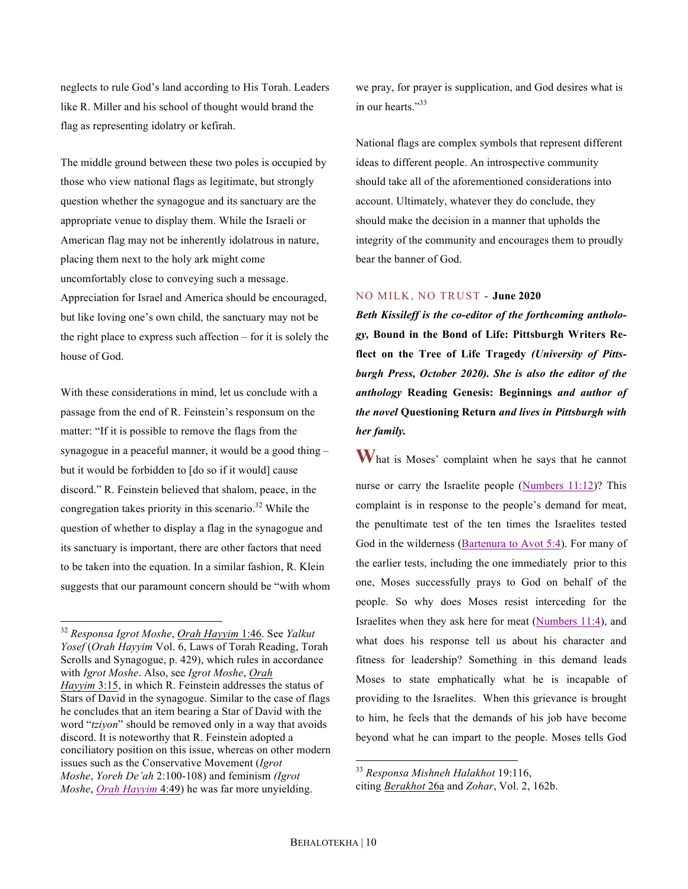neglects to rule God's land according to His Torah. Leaders like R. Miller and his school of thought would brand the flag as representing idolatry or kefirah.

The middle ground between these two poles is occupied by those who view national flags as legitimate, but strongly question whether the synagogue and its sanctuary are the appropriate venue to display them. While the Israeli or American flag may not be inherently idolatrous in nature, placing them next to the holy ark might come uncomfortably close to conveying such a message. Appreciation for Israel and America should be encouraged, but like loving one's own child, the sanctuary may not be the right place to express such affection – for it is solely the house of God.

With these considerations in mind, let us conclude with a passage from the end of R. Feinstein's responsum on the matter: "If it is possible to remove the flags from the synagogue in a peaceful manner, it would be a good thing – but it would be forbidden to [do so if it would] cause discord." R. Feinstein believed that shalom, peace, in the congregation takes priority in this scenario.[32] While the question of whether to display a flag in the synagogue and its sanctuary is important, there are other factors that need to be taken into the equation. In a similar fashion, R. Klein suggests that our paramount concern should be "with whom we pray, for prayer is supplication, and God desires what is in our hearts."[33]

National flags are complex symbols that represent different ideas to different people. An introspective community should take all of the aforementioned considerations into account. Ultimately, whatever they do conclude, they should make the decision in a manner that upholds the integrity of the community and encourages them to proudly bear the banner of God.

## NO MILK, NO TRUST - **June 2020**

***Beth Kissileff is the co-editor of the forthcoming anthology,* Bound in the Bond of Life: Pittsburgh Writers Reflect on the Tree of Life Tragedy *(University of Pittsburgh Press, October 2020). She is also the editor of the anthology* Reading Genesis: Beginnings *and author of the novel* Questioning Return *and lives in Pittsburgh with her family.***

What is Moses' complaint when he says that he cannot nurse or carry the Israelite people (Numbers 11:12)? This complaint is in response to the people's demand for meat, the penultimate test of the ten times the Israelites tested God in the wilderness (Bartenura to Avot 5:4). For many of the earlier tests, including the one immediately prior to this one, Moses successfully prays to God on behalf of the people. So why does Moses resist interceding for the Israelites when they ask here for meat (Numbers 11:4), and what does his response tell us about his character and fitness for leadership? Something in this demand leads Moses to state emphatically what he is incapable of providing to the Israelites. When this grievance is brought to him, he feels that the demands of his job have become beyond what he can impart to the people. Moses tells God

---

[32] *Responsa Igrot Moshe*, Orah Hayyim 1:46. See *Yalkut Yosef* (*Orah Hayyim* Vol. 6, Laws of Torah Reading, Torah Scrolls and Synagogue, p. 429), which rules in accordance with *Igrot Moshe*. Also, see *Igrot Moshe*, Orah Hayyim 3:15, in which R. Feinstein addresses the status of Stars of David in the synagogue. Similar to the case of flags he concludes that an item bearing a Star of David with the word "*tziyon*" should be removed only in a way that avoids discord. It is noteworthy that R. Feinstein adopted a conciliatory position on this issue, whereas on other modern issues such as the Conservative Movement (*Igrot Moshe*, *Yoreh De'ah* 2:100-108) and feminism (*Igrot Moshe*, *Orah Hayyim* 4:49) he was far more unyielding.

[33] *Responsa Mishneh Halakhot* 19:116, citing *Berakhot* 26a and *Zohar*, Vol. 2, 162b.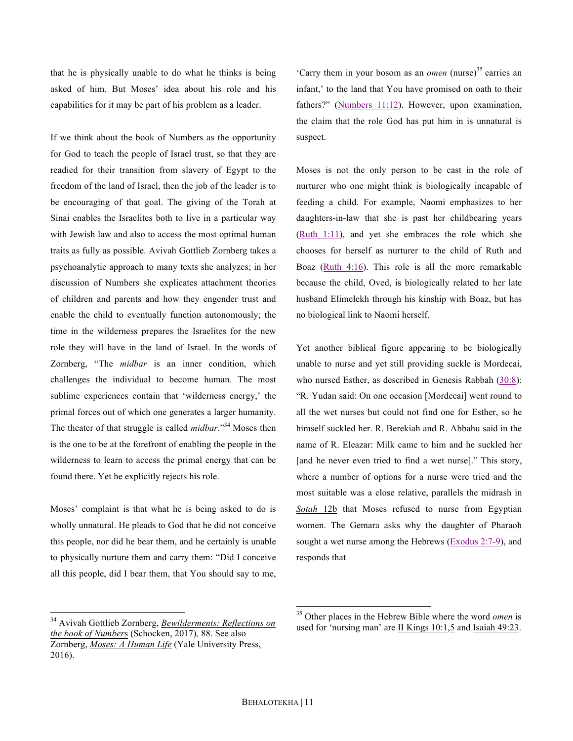that he is physically unable to do what he thinks is being asked of him. But Moses' idea about his role and his capabilities for it may be part of his problem as a leader.

If we think about the book of Numbers as the opportunity for God to teach the people of Israel trust, so that they are readied for their transition from slavery of Egypt to the freedom of the land of Israel, then the job of the leader is to be encouraging of that goal. The giving of the Torah at Sinai enables the Israelites both to live in a particular way with Jewish law and also to access the most optimal human traits as fully as possible. Avivah Gottlieb Zornberg takes a psychoanalytic approach to many texts she analyzes; in her discussion of Numbers she explicates attachment theories of children and parents and how they engender trust and enable the child to eventually function autonomously; the time in the wilderness prepares the Israelites for the new role they will have in the land of Israel. In the words of Zornberg, "The *midbar* is an inner condition, which challenges the individual to become human. The most sublime experiences contain that 'wilderness energy,' the primal forces out of which one generates a larger humanity. The theater of that struggle is called *midbar*."[34] Moses then is the one to be at the forefront of enabling the people in the wilderness to learn to access the primal energy that can be found there. Yet he explicitly rejects his role.

Moses' complaint is that what he is being asked to do is wholly unnatural. He pleads to God that he did not conceive this people, nor did he bear them, and he certainly is unable to physically nurture them and carry them: "Did I conceive all this people, did I bear them, that You should say to me, 'Carry them in your bosom as an *omen* (nurse)[35] carries an infant,' to the land that You have promised on oath to their fathers?" (Numbers 11:12). However, upon examination, the claim that the role God has put him in is unnatural is suspect.

Moses is not the only person to be cast in the role of nurturer who one might think is biologically incapable of feeding a child. For example, Naomi emphasizes to her daughters-in-law that she is past her childbearing years (Ruth 1:11), and yet she embraces the role which she chooses for herself as nurturer to the child of Ruth and Boaz (Ruth 4:16). This role is all the more remarkable because the child, Oved, is biologically related to her late husband Elimelekh through his kinship with Boaz, but has no biological link to Naomi herself.

Yet another biblical figure appearing to be biologically unable to nurse and yet still providing suckle is Mordecai, who nursed Esther, as described in Genesis Rabbah (30:8): "R. Yudan said: On one occasion [Mordecai] went round to all the wet nurses but could not find one for Esther, so he himself suckled her. R. Berekiah and R. Abbahu said in the name of R. Eleazar: Milk came to him and he suckled her [and he never even tried to find a wet nurse]." This story, where a number of options for a nurse were tried and the most suitable was a close relative, parallels the midrash in *Sotah* 12b that Moses refused to nurse from Egyptian women. The Gemara asks why the daughter of Pharaoh sought a wet nurse among the Hebrews (Exodus 2:7-9), and responds that

---

[34] Avivah Gottlieb Zornberg, *Bewilderments: Reflections on the book of Numbers* (Schocken, 2017), 88. See also Zornberg, *Moses: A Human Life* (Yale University Press, 2016).

[35] Other places in the Hebrew Bible where the word *omen* is used for 'nursing man' are II Kings 10:1,5 and Isaiah 49:23.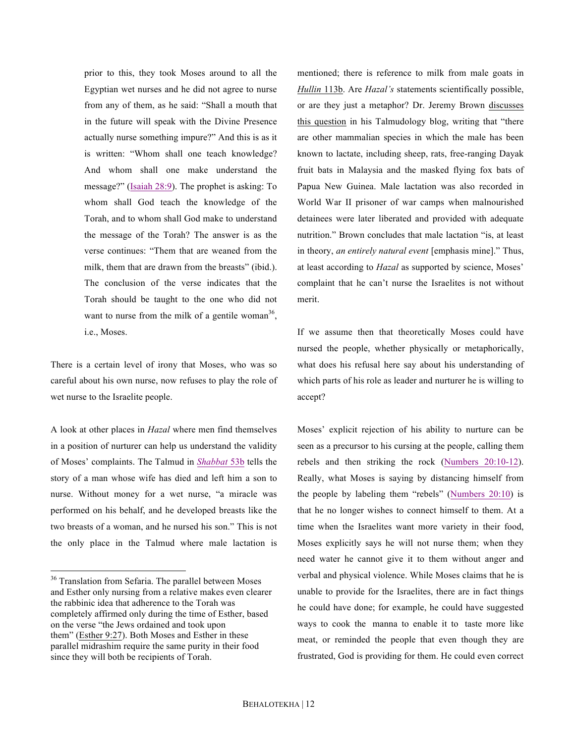> prior to this, they took Moses around to all the Egyptian wet nurses and he did not agree to nurse from any of them, as he said: "Shall a mouth that in the future will speak with the Divine Presence actually nurse something impure?" And this is as it is written: "Whom shall one teach knowledge? And whom shall one make understand the message?" (Isaiah 28:9). The prophet is asking: To whom shall God teach the knowledge of the Torah, and to whom shall God make to understand the message of the Torah? The answer is as the verse continues: "Them that are weaned from the milk, them that are drawn from the breasts" (ibid.). The conclusion of the verse indicates that the Torah should be taught to the one who did not want to nurse from the milk of a gentile woman[36], i.e., Moses.

There is a certain level of irony that Moses, who was so careful about his own nurse, now refuses to play the role of wet nurse to the Israelite people.

A look at other places in *Hazal* where men find themselves in a position of nurturer can help us understand the validity of Moses' complaints. The Talmud in *Shabbat* 53b tells the story of a man whose wife has died and left him a son to nurse. Without money for a wet nurse, "a miracle was performed on his behalf, and he developed breasts like the two breasts of a woman, and he nursed his son." This is not the only place in the Talmud where male lactation is mentioned; there is reference to milk from male goats in *Hullin* 113b. Are *Hazal's* statements scientifically possible, or are they just a metaphor? Dr. Jeremy Brown discusses this question in his Talmudology blog, writing that "there are other mammalian species in which the male has been known to lactate, including sheep, rats, free-ranging Dayak fruit bats in Malaysia and the masked flying fox bats of Papua New Guinea. Male lactation was also recorded in World War II prisoner of war camps when malnourished detainees were later liberated and provided with adequate nutrition." Brown concludes that male lactation "is, at least in theory, *an entirely natural event* [emphasis mine]." Thus, at least according to *Hazal* as supported by science, Moses' complaint that he can't nurse the Israelites is not without merit.

If we assume then that theoretically Moses could have nursed the people, whether physically or metaphorically, what does his refusal here say about his understanding of which parts of his role as leader and nurturer he is willing to accept?

Moses' explicit rejection of his ability to nurture can be seen as a precursor to his cursing at the people, calling them rebels and then striking the rock (Numbers 20:10-12). Really, what Moses is saying by distancing himself from the people by labeling them "rebels" (Numbers 20:10) is that he no longer wishes to connect himself to them. At a time when the Israelites want more variety in their food, Moses explicitly says he will not nurse them; when they need water he cannot give it to them without anger and verbal and physical violence. While Moses claims that he is unable to provide for the Israelites, there are in fact things he could have done; for example, he could have suggested ways to cook the manna to enable it to taste more like meat, or reminded the people that even though they are frustrated, God is providing for them. He could even correct

---

[36] Translation from Sefaria. The parallel between Moses and Esther only nursing from a relative makes even clearer the rabbinic idea that adherence to the Torah was completely affirmed only during the time of Esther, based on the verse "the Jews ordained and took upon them" (Esther 9:27). Both Moses and Esther in these parallel midrashim require the same purity in their food since they will both be recipients of Torah.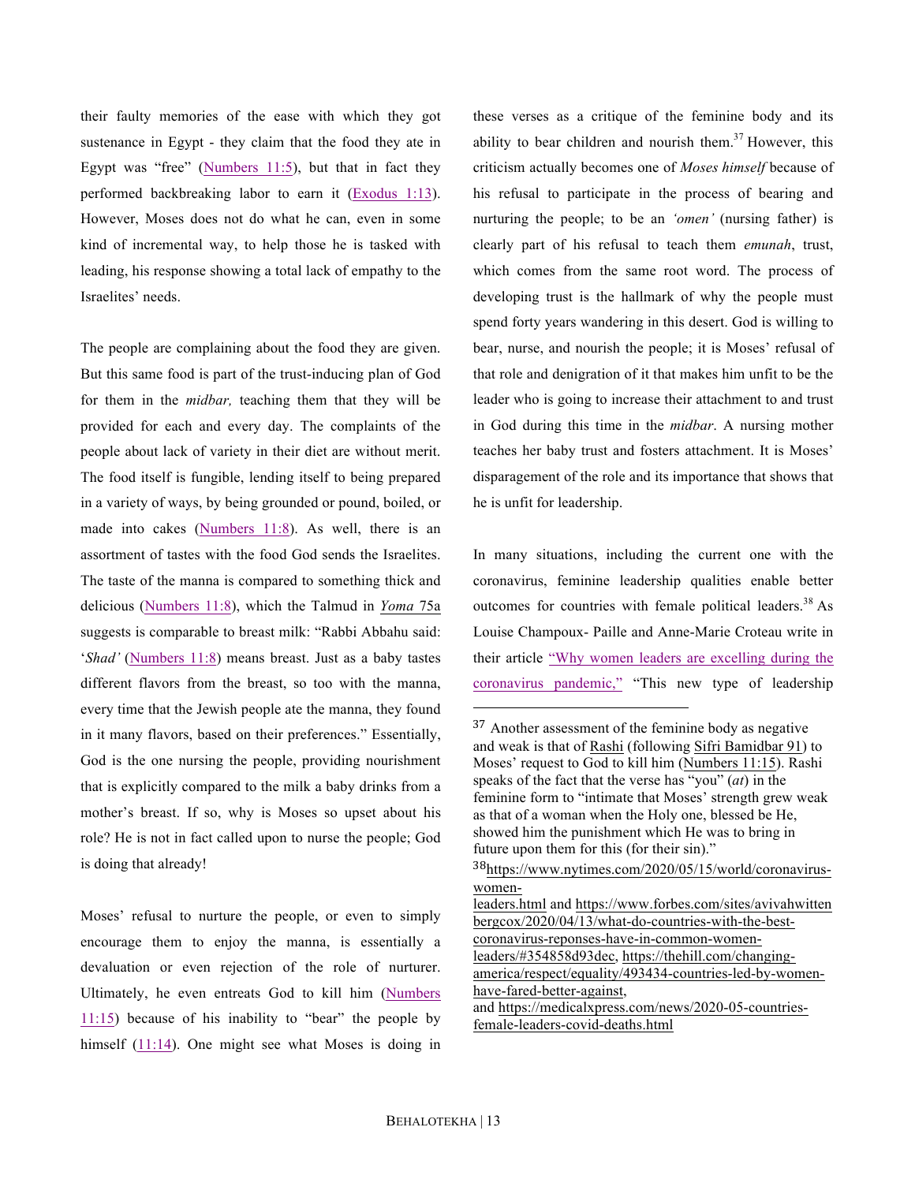their faulty memories of the ease with which they got sustenance in Egypt - they claim that the food they ate in Egypt was "free" (Numbers 11:5), but that in fact they performed backbreaking labor to earn it (Exodus 1:13). However, Moses does not do what he can, even in some kind of incremental way, to help those he is tasked with leading, his response showing a total lack of empathy to the Israelites' needs.

The people are complaining about the food they are given. But this same food is part of the trust-inducing plan of God for them in the *midbar,* teaching them that they will be provided for each and every day. The complaints of the people about lack of variety in their diet are without merit. The food itself is fungible, lending itself to being prepared in a variety of ways, by being grounded or pound, boiled, or made into cakes (Numbers 11:8). As well, there is an assortment of tastes with the food God sends the Israelites. The taste of the manna is compared to something thick and delicious (Numbers 11:8), which the Talmud in *Yoma* 75a suggests is comparable to breast milk: "Rabbi Abbahu said: '*Shad'* (Numbers 11:8) means breast. Just as a baby tastes different flavors from the breast, so too with the manna, every time that the Jewish people ate the manna, they found in it many flavors, based on their preferences." Essentially, God is the one nursing the people, providing nourishment that is explicitly compared to the milk a baby drinks from a mother's breast. If so, why is Moses so upset about his role? He is not in fact called upon to nurse the people; God is doing that already!

Moses' refusal to nurture the people, or even to simply encourage them to enjoy the manna, is essentially a devaluation or even rejection of the role of nurturer. Ultimately, he even entreats God to kill him (Numbers 11:15) because of his inability to "bear" the people by himself (11:14). One might see what Moses is doing in these verses as a critique of the feminine body and its ability to bear children and nourish them.[37] However, this criticism actually becomes one of *Moses himself* because of his refusal to participate in the process of bearing and nurturing the people; to be an *'omen'* (nursing father) is clearly part of his refusal to teach them *emunah*, trust, which comes from the same root word. The process of developing trust is the hallmark of why the people must spend forty years wandering in this desert. God is willing to bear, nurse, and nourish the people; it is Moses' refusal of that role and denigration of it that makes him unfit to be the leader who is going to increase their attachment to and trust in God during this time in the *midbar*. A nursing mother teaches her baby trust and fosters attachment. It is Moses' disparagement of the role and its importance that shows that he is unfit for leadership.

In many situations, including the current one with the coronavirus, feminine leadership qualities enable better outcomes for countries with female political leaders.[38] As Louise Champoux- Paille and Anne-Marie Croteau write in their article "Why women leaders are excelling during the coronavirus pandemic," "This new type of leadership

---

[37] Another assessment of the feminine body as negative and weak is that of Rashi (following Sifri Bamidbar 91) to Moses' request to God to kill him (Numbers 11:15). Rashi speaks of the fact that the verse has "you" (*at*) in the feminine form to "intimate that Moses' strength grew weak as that of a woman when the Holy one, blessed be He, showed him the punishment which He was to bring in future upon them for this (for their sin)."

[38] https://www.nytimes.com/2020/05/15/world/coronavirus-women-leaders.html and https://www.forbes.com/sites/avivahwittenbergcox/2020/04/13/what-do-countries-with-the-best-coronavirus-reponses-have-in-common-women-leaders/#354858d93dec, https://thehill.com/changing-america/respect/equality/493434-countries-led-by-women-have-fared-better-against, and https://medicalxpress.com/news/2020-05-countries-female-leaders-covid-deaths.html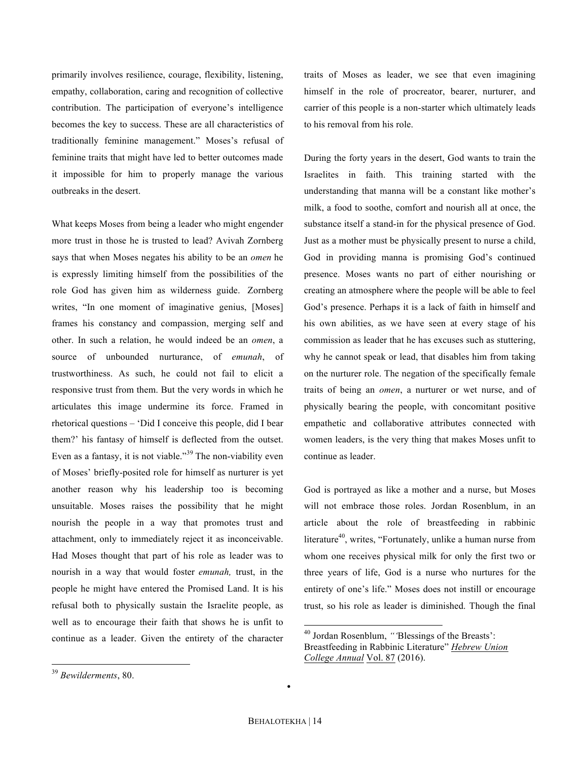primarily involves resilience, courage, flexibility, listening, empathy, collaboration, caring and recognition of collective contribution. The participation of everyone's intelligence becomes the key to success. These are all characteristics of traditionally feminine management." Moses's refusal of feminine traits that might have led to better outcomes made it impossible for him to properly manage the various outbreaks in the desert.

What keeps Moses from being a leader who might engender more trust in those he is trusted to lead? Avivah Zornberg says that when Moses negates his ability to be an *omen* he is expressly limiting himself from the possibilities of the role God has given him as wilderness guide. Zornberg writes, "In one moment of imaginative genius, [Moses] frames his constancy and compassion, merging self and other. In such a relation, he would indeed be an *omen*, a source of unbounded nurturance, of *emunah*, of trustworthiness. As such, he could not fail to elicit a responsive trust from them. But the very words in which he articulates this image undermine its force. Framed in rhetorical questions – 'Did I conceive this people, did I bear them?' his fantasy of himself is deflected from the outset. Even as a fantasy, it is not viable."[39] The non-viability even of Moses' briefly-posited role for himself as nurturer is yet another reason why his leadership too is becoming unsuitable. Moses raises the possibility that he might nourish the people in a way that promotes trust and attachment, only to immediately reject it as inconceivable. Had Moses thought that part of his role as leader was to nourish in a way that would foster *emunah,* trust, in the people he might have entered the Promised Land. It is his refusal both to physically sustain the Israelite people, as well as to encourage their faith that shows he is unfit to continue as a leader. Given the entirety of the character traits of Moses as leader, we see that even imagining himself in the role of procreator, bearer, nurturer, and carrier of this people is a non-starter which ultimately leads to his removal from his role.

During the forty years in the desert, God wants to train the Israelites in faith. This training started with the understanding that manna will be a constant like mother's milk, a food to soothe, comfort and nourish all at once, the substance itself a stand-in for the physical presence of God. Just as a mother must be physically present to nurse a child, God in providing manna is promising God's continued presence. Moses wants no part of either nourishing or creating an atmosphere where the people will be able to feel God's presence. Perhaps it is a lack of faith in himself and his own abilities, as we have seen at every stage of his commission as leader that he has excuses such as stuttering, why he cannot speak or lead, that disables him from taking on the nurturer role. The negation of the specifically female traits of being an *omen*, a nurturer or wet nurse, and of physically bearing the people, with concomitant positive empathetic and collaborative attributes connected with women leaders, is the very thing that makes Moses unfit to continue as leader.

God is portrayed as like a mother and a nurse, but Moses will not embrace those roles. Jordan Rosenblum, in an article about the role of breastfeeding in rabbinic literature[40], writes, "Fortunately, unlike a human nurse from whom one receives physical milk for only the first two or three years of life, God is a nurse who nurtures for the entirety of one's life." Moses does not instill or encourage trust, so his role as leader is diminished. Though the final

---

[39] *Bewilderments*, 80.

[40] Jordan Rosenblum, *"*'Blessings of the Breasts': Breastfeeding in Rabbinic Literature" *Hebrew Union College Annual* Vol. 87 (2016).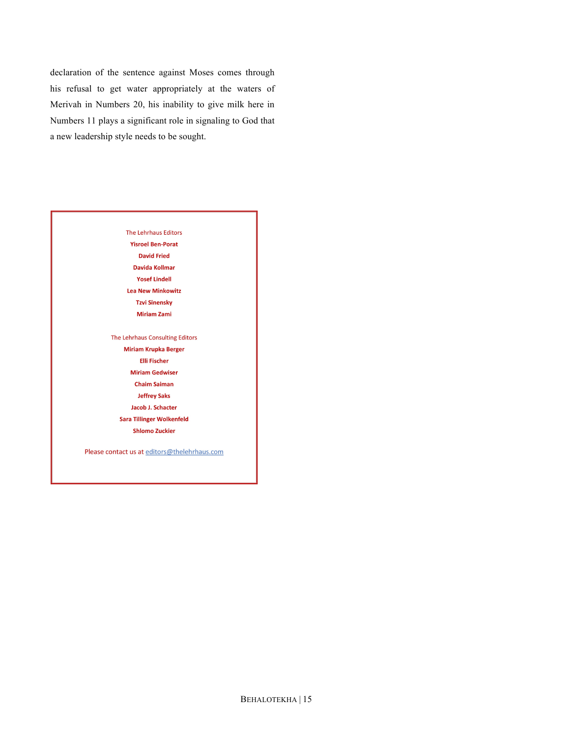declaration of the sentence against Moses comes through his refusal to get water appropriately at the waters of Merivah in Numbers 20, his inability to give milk here in Numbers 11 plays a significant role in signaling to God that a new leadership style needs to be sought.

The Lehrhaus Editors

**Yisroel Ben-Porat**

**David Fried**

**Davida Kollmar**

**Yosef Lindell**

**Lea New Minkowitz**

**Tzvi Sinensky**

**Miriam Zami**

The Lehrhaus Consulting Editors

**Miriam Krupka Berger**

**Elli Fischer**

**Miriam Gedwiser**

**Chaim Saiman**

**Jeffrey Saks**

**Jacob J. Schacter**

**Sara Tillinger Wolkenfeld**

**Shlomo Zuckier**

Please contact us at editors@thelehrhaus.com